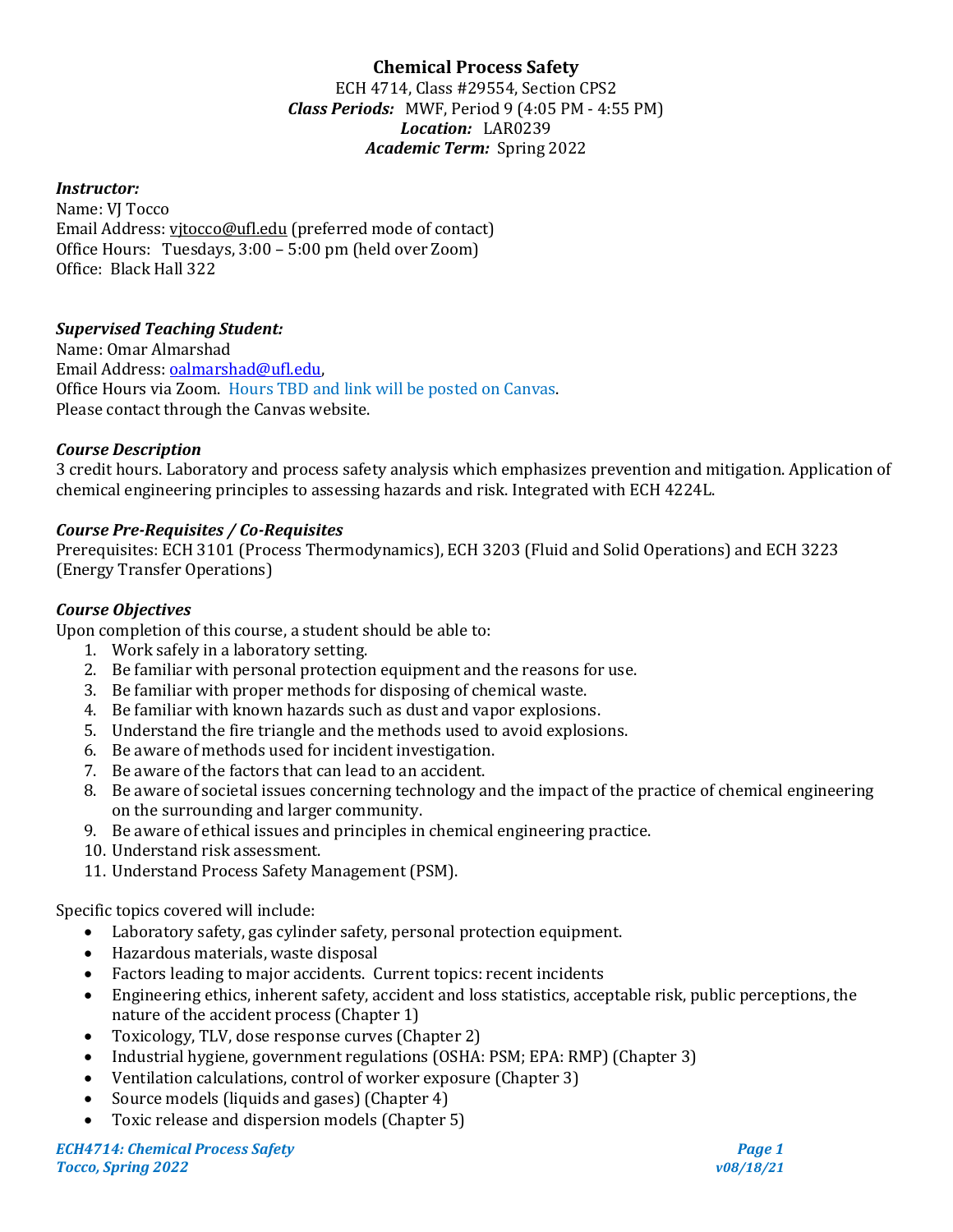# Chemical Process Safety

ECH 4714, Class #29554, Section CPS2
***Class Periods:*** MWF, Period 9 (4:05 PM - 4:55 PM)
***Location:*** LAR0239
***Academic Term:*** Spring 2022

***Instructor:***
Name: VJ Tocco
Email Address: vjtocco@ufl.edu (preferred mode of contact)
Office Hours: Tuesdays, 3:00 – 5:00 pm (held over Zoom)
Office: Black Hall 322

***Supervised Teaching Student:***
Name: Omar Almarshad
Email Address: oalmarshad@ufl.edu,
Office Hours via Zoom. Hours TBD and link will be posted on Canvas.
Please contact through the Canvas website.

***Course Description***
3 credit hours. Laboratory and process safety analysis which emphasizes prevention and mitigation. Application of chemical engineering principles to assessing hazards and risk. Integrated with ECH 4224L.

***Course Pre-Requisites / Co-Requisites***
Prerequisites: ECH 3101 (Process Thermodynamics), ECH 3203 (Fluid and Solid Operations) and ECH 3223 (Energy Transfer Operations)

***Course Objectives***
Upon completion of this course, a student should be able to:

1. Work safely in a laboratory setting.
2. Be familiar with personal protection equipment and the reasons for use.
3. Be familiar with proper methods for disposing of chemical waste.
4. Be familiar with known hazards such as dust and vapor explosions.
5. Understand the fire triangle and the methods used to avoid explosions.
6. Be aware of methods used for incident investigation.
7. Be aware of the factors that can lead to an accident.
8. Be aware of societal issues concerning technology and the impact of the practice of chemical engineering on the surrounding and larger community.
9. Be aware of ethical issues and principles in chemical engineering practice.
10. Understand risk assessment.
11. Understand Process Safety Management (PSM).

Specific topics covered will include:

- Laboratory safety, gas cylinder safety, personal protection equipment.
- Hazardous materials, waste disposal
- Factors leading to major accidents. Current topics: recent incidents
- Engineering ethics, inherent safety, accident and loss statistics, acceptable risk, public perceptions, the nature of the accident process (Chapter 1)
- Toxicology, TLV, dose response curves (Chapter 2)
- Industrial hygiene, government regulations (OSHA: PSM; EPA: RMP) (Chapter 3)
- Ventilation calculations, control of worker exposure (Chapter 3)
- Source models (liquids and gases) (Chapter 4)
- Toxic release and dispersion models (Chapter 5)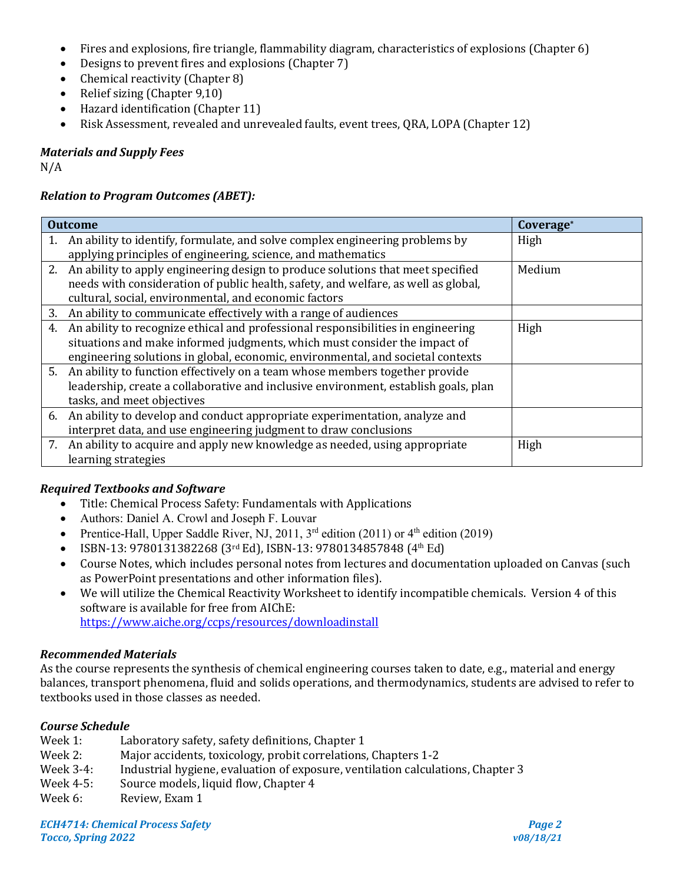- Fires and explosions, fire triangle, flammability diagram, characteristics of explosions (Chapter 6)
- Designs to prevent fires and explosions (Chapter 7)
- Chemical reactivity (Chapter 8)
- Relief sizing (Chapter 9,10)
- Hazard identification (Chapter 11)
- Risk Assessment, revealed and unrevealed faults, event trees, QRA, LOPA (Chapter 12)

### *Materials and Supply Fees*

N/A

### *Relation to Program Outcomes (ABET):*

| Outcome | Coverage* |
|---|---|
| 1. An ability to identify, formulate, and solve complex engineering problems by applying principles of engineering, science, and mathematics | High |
| 2. An ability to apply engineering design to produce solutions that meet specified needs with consideration of public health, safety, and welfare, as well as global, cultural, social, environmental, and economic factors | Medium |
| 3. An ability to communicate effectively with a range of audiences | |
| 4. An ability to recognize ethical and professional responsibilities in engineering situations and make informed judgments, which must consider the impact of engineering solutions in global, economic, environmental, and societal contexts | High |
| 5. An ability to function effectively on a team whose members together provide leadership, create a collaborative and inclusive environment, establish goals, plan tasks, and meet objectives | |
| 6. An ability to develop and conduct appropriate experimentation, analyze and interpret data, and use engineering judgment to draw conclusions | |
| 7. An ability to acquire and apply new knowledge as needed, using appropriate learning strategies | High |

### *Required Textbooks and Software*

- Title: Chemical Process Safety: Fundamentals with Applications
- Authors: Daniel A. Crowl and Joseph F. Louvar
- Prentice-Hall, Upper Saddle River, NJ, 2011, 3rd edition (2011) or 4th edition (2019)
- ISBN-13: 9780131382268 (3rd Ed), ISBN-13: 9780134857848 (4th Ed)
- Course Notes, which includes personal notes from lectures and documentation uploaded on Canvas (such as PowerPoint presentations and other information files).
- We will utilize the Chemical Reactivity Worksheet to identify incompatible chemicals. Version 4 of this software is available for free from AIChE: https://www.aiche.org/ccps/resources/downloadinstall

### *Recommended Materials*

As the course represents the synthesis of chemical engineering courses taken to date, e.g., material and energy balances, transport phenomena, fluid and solids operations, and thermodynamics, students are advised to refer to textbooks used in those classes as needed.

### *Course Schedule*

Week 1: Laboratory safety, safety definitions, Chapter 1
Week 2: Major accidents, toxicology, probit correlations, Chapters 1-2
Week 3-4: Industrial hygiene, evaluation of exposure, ventilation calculations, Chapter 3
Week 4-5: Source models, liquid flow, Chapter 4
Week 6: Review, Exam 1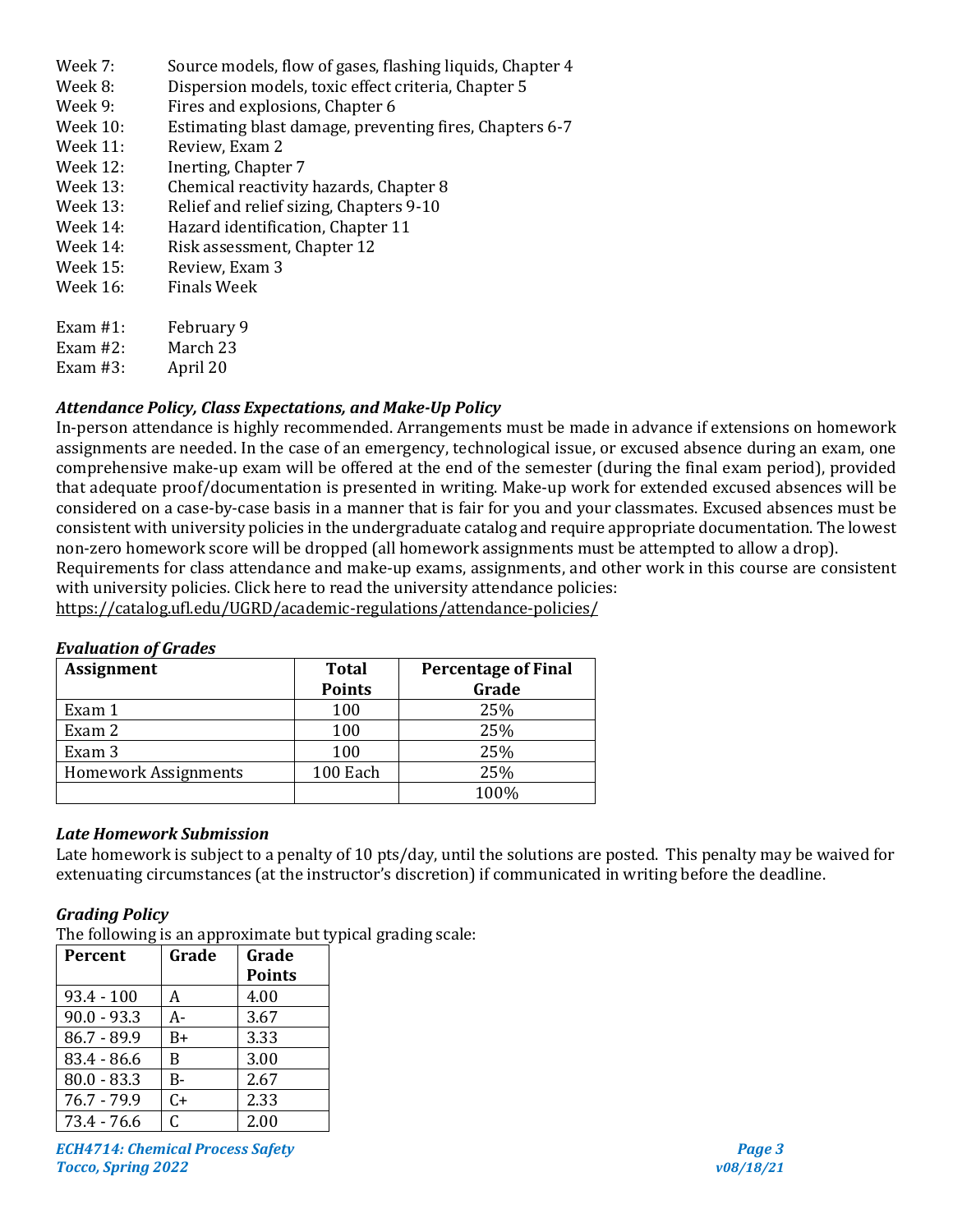Week 7: Source models, flow of gases, flashing liquids, Chapter 4
Week 8: Dispersion models, toxic effect criteria, Chapter 5
Week 9: Fires and explosions, Chapter 6
Week 10: Estimating blast damage, preventing fires, Chapters 6-7
Week 11: Review, Exam 2
Week 12: Inerting, Chapter 7
Week 13: Chemical reactivity hazards, Chapter 8
Week 13: Relief and relief sizing, Chapters 9-10
Week 14: Hazard identification, Chapter 11
Week 14: Risk assessment, Chapter 12
Week 15: Review, Exam 3
Week 16: Finals Week

Exam #1: February 9
Exam #2: March 23
Exam #3: April 20

### *Attendance Policy, Class Expectations, and Make-Up Policy*

In-person attendance is highly recommended. Arrangements must be made in advance if extensions on homework assignments are needed. In the case of an emergency, technological issue, or excused absence during an exam, one comprehensive make-up exam will be offered at the end of the semester (during the final exam period), provided that adequate proof/documentation is presented in writing. Make-up work for extended excused absences will be considered on a case-by-case basis in a manner that is fair for you and your classmates. Excused absences must be consistent with university policies in the undergraduate catalog and require appropriate documentation. The lowest non-zero homework score will be dropped (all homework assignments must be attempted to allow a drop).
Requirements for class attendance and make-up exams, assignments, and other work in this course are consistent with university policies. Click here to read the university attendance policies:
https://catalog.ufl.edu/UGRD/academic-regulations/attendance-policies/

### *Evaluation of Grades*

| Assignment | Total Points | Percentage of Final Grade |
|---|---|---|
| Exam 1 | 100 | 25% |
| Exam 2 | 100 | 25% |
| Exam 3 | 100 | 25% |
| Homework Assignments | 100 Each | 25% |
| | | 100% |

### *Late Homework Submission*

Late homework is subject to a penalty of 10 pts/day, until the solutions are posted. This penalty may be waived for extenuating circumstances (at the instructor's discretion) if communicated in writing before the deadline.

### *Grading Policy*

The following is an approximate but typical grading scale:

| Percent | Grade | Grade Points |
|---|---|---|
| 93.4 - 100 | A | 4.00 |
| 90.0 - 93.3 | A- | 3.67 |
| 86.7 - 89.9 | B+ | 3.33 |
| 83.4 - 86.6 | B | 3.00 |
| 80.0 - 83.3 | B- | 2.67 |
| 76.7 - 79.9 | C+ | 2.33 |
| 73.4 - 76.6 | C | 2.00 |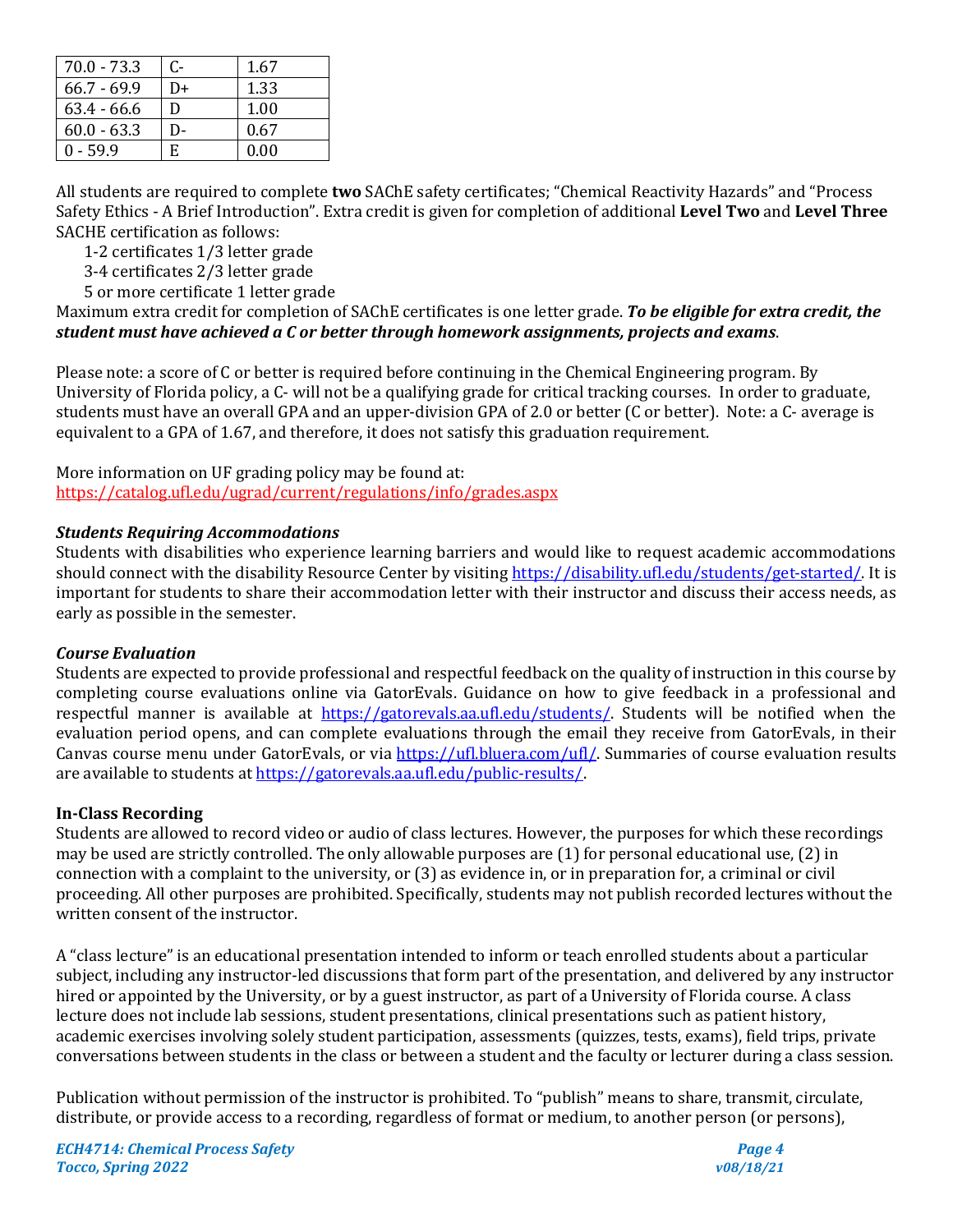| | | |
|---|---|---|
| 70.0 - 73.3 | C- | 1.67 |
| 66.7 - 69.9 | D+ | 1.33 |
| 63.4 - 66.6 | D | 1.00 |
| 60.0 - 63.3 | D- | 0.67 |
| 0 - 59.9 | E | 0.00 |

All students are required to complete **two** SAChE safety certificates; "Chemical Reactivity Hazards" and "Process Safety Ethics - A Brief Introduction". Extra credit is given for completion of additional **Level Two** and **Level Three** SACHE certification as follows:

- 1-2 certificates 1/3 letter grade
- 3-4 certificates 2/3 letter grade
- 5 or more certificate 1 letter grade

Maximum extra credit for completion of SAChE certificates is one letter grade. ***To be eligible for extra credit, the student must have achieved a C or better through homework assignments, projects and exams***.

Please note: a score of C or better is required before continuing in the Chemical Engineering program. By University of Florida policy, a C- will not be a qualifying grade for critical tracking courses. In order to graduate, students must have an overall GPA and an upper-division GPA of 2.0 or better (C or better). Note: a C- average is equivalent to a GPA of 1.67, and therefore, it does not satisfy this graduation requirement.

More information on UF grading policy may be found at:
https://catalog.ufl.edu/ugrad/current/regulations/info/grades.aspx

### *Students Requiring Accommodations*

Students with disabilities who experience learning barriers and would like to request academic accommodations should connect with the disability Resource Center by visiting https://disability.ufl.edu/students/get-started/. It is important for students to share their accommodation letter with their instructor and discuss their access needs, as early as possible in the semester.

### *Course Evaluation*

Students are expected to provide professional and respectful feedback on the quality of instruction in this course by completing course evaluations online via GatorEvals. Guidance on how to give feedback in a professional and respectful manner is available at https://gatorevals.aa.ufl.edu/students/. Students will be notified when the evaluation period opens, and can complete evaluations through the email they receive from GatorEvals, in their Canvas course menu under GatorEvals, or via https://ufl.bluera.com/ufl/. Summaries of course evaluation results are available to students at https://gatorevals.aa.ufl.edu/public-results/.

### In-Class Recording

Students are allowed to record video or audio of class lectures. However, the purposes for which these recordings may be used are strictly controlled. The only allowable purposes are (1) for personal educational use, (2) in connection with a complaint to the university, or (3) as evidence in, or in preparation for, a criminal or civil proceeding. All other purposes are prohibited. Specifically, students may not publish recorded lectures without the written consent of the instructor.

A "class lecture" is an educational presentation intended to inform or teach enrolled students about a particular subject, including any instructor-led discussions that form part of the presentation, and delivered by any instructor hired or appointed by the University, or by a guest instructor, as part of a University of Florida course. A class lecture does not include lab sessions, student presentations, clinical presentations such as patient history, academic exercises involving solely student participation, assessments (quizzes, tests, exams), field trips, private conversations between students in the class or between a student and the faculty or lecturer during a class session.

Publication without permission of the instructor is prohibited. To "publish" means to share, transmit, circulate, distribute, or provide access to a recording, regardless of format or medium, to another person (or persons),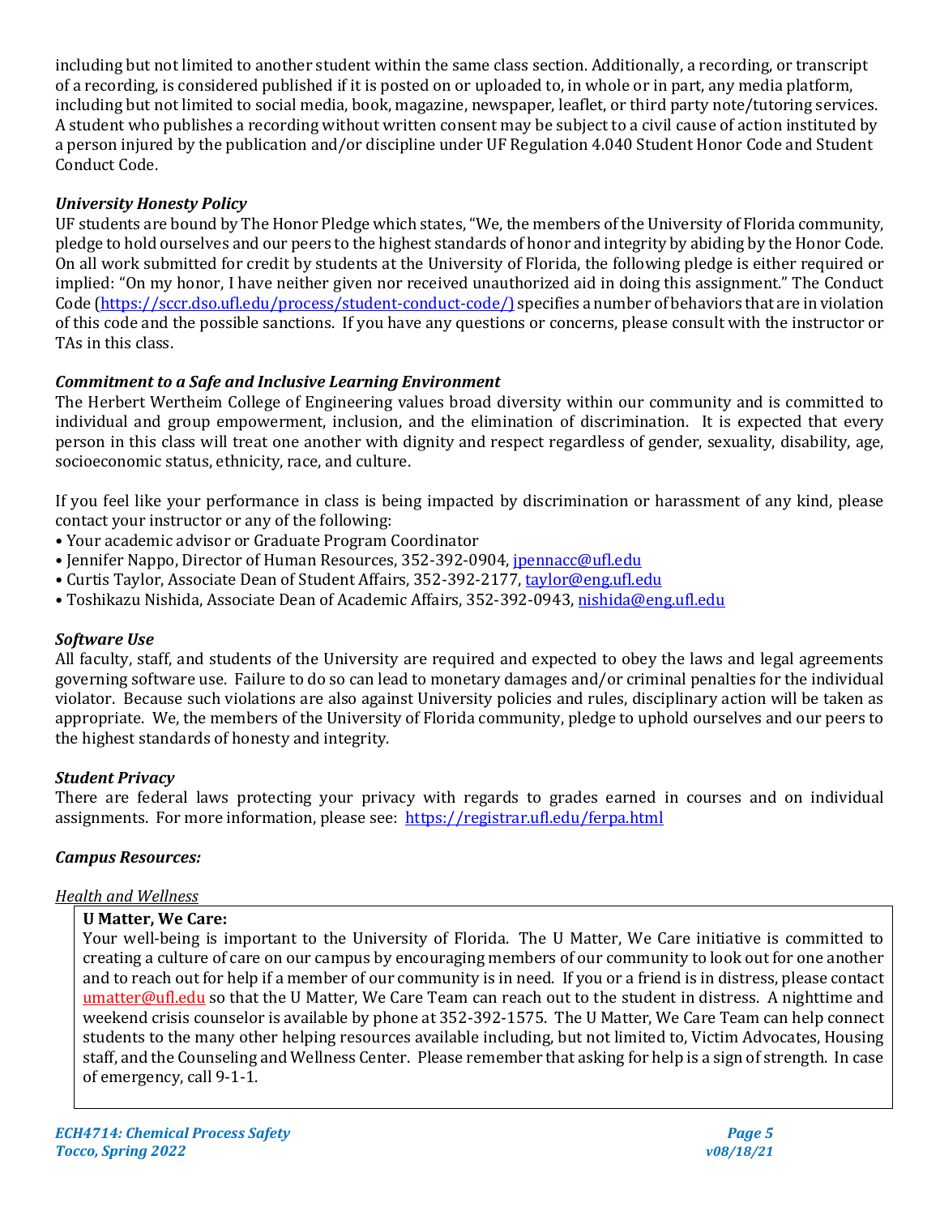including but not limited to another student within the same class section. Additionally, a recording, or transcript of a recording, is considered published if it is posted on or uploaded to, in whole or in part, any media platform, including but not limited to social media, book, magazine, newspaper, leaflet, or third party note/tutoring services. A student who publishes a recording without written consent may be subject to a civil cause of action instituted by a person injured by the publication and/or discipline under UF Regulation 4.040 Student Honor Code and Student Conduct Code.

***University Honesty Policy***

UF students are bound by The Honor Pledge which states, "We, the members of the University of Florida community, pledge to hold ourselves and our peers to the highest standards of honor and integrity by abiding by the Honor Code. On all work submitted for credit by students at the University of Florida, the following pledge is either required or implied: "On my honor, I have neither given nor received unauthorized aid in doing this assignment." The Conduct Code (https://sccr.dso.ufl.edu/process/student-conduct-code/) specifies a number of behaviors that are in violation of this code and the possible sanctions. If you have any questions or concerns, please consult with the instructor or TAs in this class.

***Commitment to a Safe and Inclusive Learning Environment***

The Herbert Wertheim College of Engineering values broad diversity within our community and is committed to individual and group empowerment, inclusion, and the elimination of discrimination. It is expected that every person in this class will treat one another with dignity and respect regardless of gender, sexuality, disability, age, socioeconomic status, ethnicity, race, and culture.

If you feel like your performance in class is being impacted by discrimination or harassment of any kind, please contact your instructor or any of the following:

- Your academic advisor or Graduate Program Coordinator
- Jennifer Nappo, Director of Human Resources, 352-392-0904, jpennacc@ufl.edu
- Curtis Taylor, Associate Dean of Student Affairs, 352-392-2177, taylor@eng.ufl.edu
- Toshikazu Nishida, Associate Dean of Academic Affairs, 352-392-0943, nishida@eng.ufl.edu

***Software Use***

All faculty, staff, and students of the University are required and expected to obey the laws and legal agreements governing software use. Failure to do so can lead to monetary damages and/or criminal penalties for the individual violator. Because such violations are also against University policies and rules, disciplinary action will be taken as appropriate. We, the members of the University of Florida community, pledge to uphold ourselves and our peers to the highest standards of honesty and integrity.

***Student Privacy***

There are federal laws protecting your privacy with regards to grades earned in courses and on individual assignments. For more information, please see: https://registrar.ufl.edu/ferpa.html

***Campus Resources:***

*Health and Wellness*

**U Matter, We Care:**

Your well-being is important to the University of Florida. The U Matter, We Care initiative is committed to creating a culture of care on our campus by encouraging members of our community to look out for one another and to reach out for help if a member of our community is in need. If you or a friend is in distress, please contact umatter@ufl.edu so that the U Matter, We Care Team can reach out to the student in distress. A nighttime and weekend crisis counselor is available by phone at 352-392-1575. The U Matter, We Care Team can help connect students to the many other helping resources available including, but not limited to, Victim Advocates, Housing staff, and the Counseling and Wellness Center. Please remember that asking for help is a sign of strength. In case of emergency, call 9-1-1.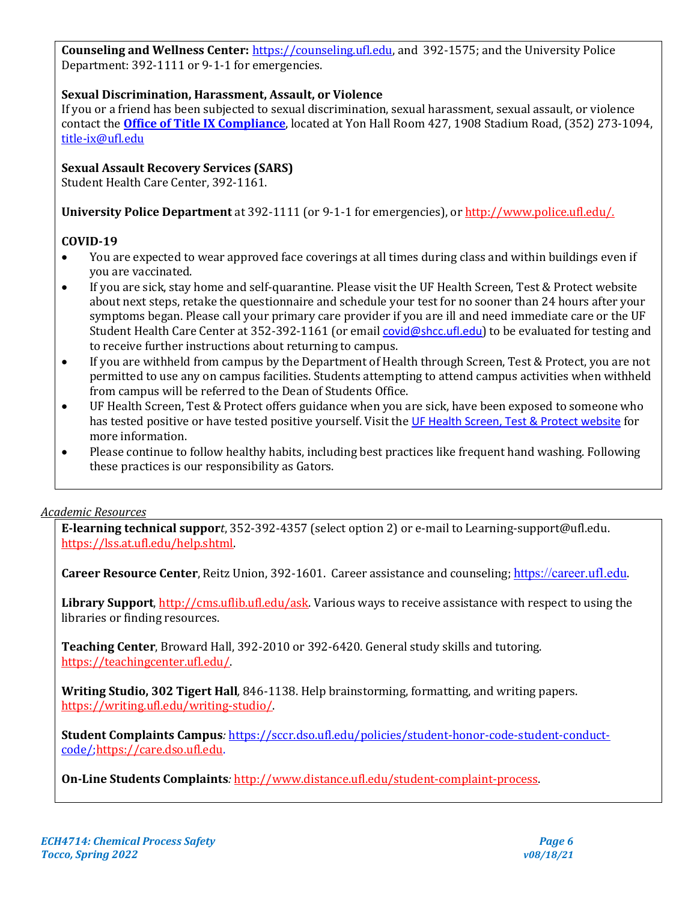**Counseling and Wellness Center:** https://counseling.ufl.edu, and 392-1575; and the University Police Department: 392-1111 or 9-1-1 for emergencies.

**Sexual Discrimination, Harassment, Assault, or Violence**
If you or a friend has been subjected to sexual discrimination, sexual harassment, sexual assault, or violence contact the **Office of Title IX Compliance**, located at Yon Hall Room 427, 1908 Stadium Road, (352) 273-1094, title-ix@ufl.edu

**Sexual Assault Recovery Services (SARS)**
Student Health Care Center, 392-1161.

**University Police Department** at 392-1111 (or 9-1-1 for emergencies), or http://www.police.ufl.edu/.

**COVID-19**

- You are expected to wear approved face coverings at all times during class and within buildings even if you are vaccinated.
- If you are sick, stay home and self-quarantine. Please visit the UF Health Screen, Test & Protect website about next steps, retake the questionnaire and schedule your test for no sooner than 24 hours after your symptoms began. Please call your primary care provider if you are ill and need immediate care or the UF Student Health Care Center at 352-392-1161 (or email covid@shcc.ufl.edu) to be evaluated for testing and to receive further instructions about returning to campus.
- If you are withheld from campus by the Department of Health through Screen, Test & Protect, you are not permitted to use any on campus facilities. Students attempting to attend campus activities when withheld from campus will be referred to the Dean of Students Office.
- UF Health Screen, Test & Protect offers guidance when you are sick, have been exposed to someone who has tested positive or have tested positive yourself. Visit the UF Health Screen, Test & Protect website for more information.
- Please continue to follow healthy habits, including best practices like frequent hand washing. Following these practices is our responsibility as Gators.

*Academic Resources*

**E-learning technical suppor***t*, 352-392-4357 (select option 2) or e-mail to Learning-support@ufl.edu. https://lss.at.ufl.edu/help.shtml.

**Career Resource Center**, Reitz Union, 392-1601. Career assistance and counseling; https://career.ufl.edu.

**Library Support**, http://cms.uflib.ufl.edu/ask. Various ways to receive assistance with respect to using the libraries or finding resources.

**Teaching Center**, Broward Hall, 392-2010 or 392-6420. General study skills and tutoring. https://teachingcenter.ufl.edu/.

**Writing Studio, 302 Tigert Hall***,* 846-1138. Help brainstorming, formatting, and writing papers. https://writing.ufl.edu/writing-studio/.

**Student Complaints Campus***:* https://sccr.dso.ufl.edu/policies/student-honor-code-student-conduct-code/;https://care.dso.ufl.edu.

**On-Line Students Complaints***:* http://www.distance.ufl.edu/student-complaint-process.